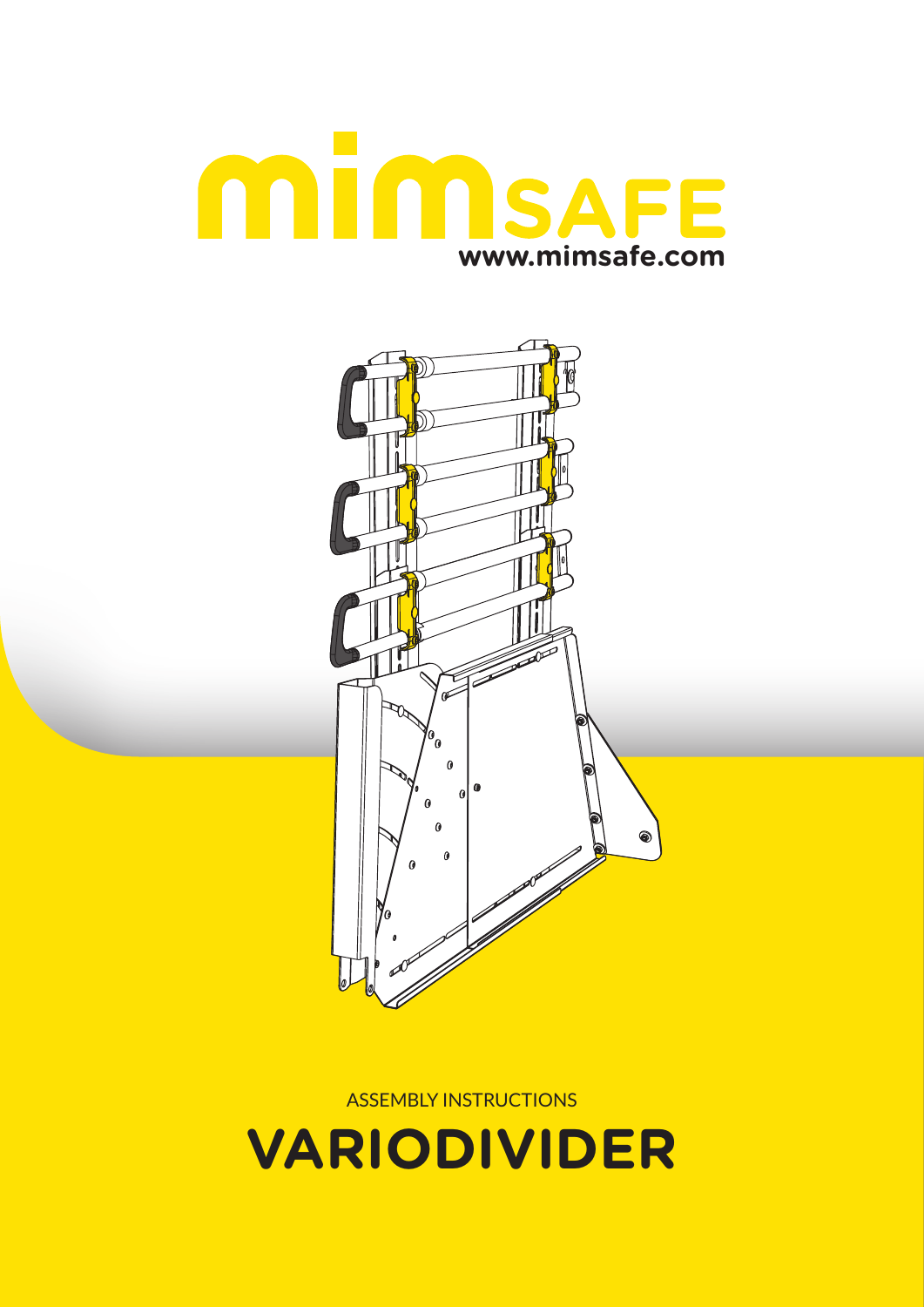# mimSAFE

www.mimsafe.com

ASSEMBLY INSTRUCTIONS

# VARIODIVIDER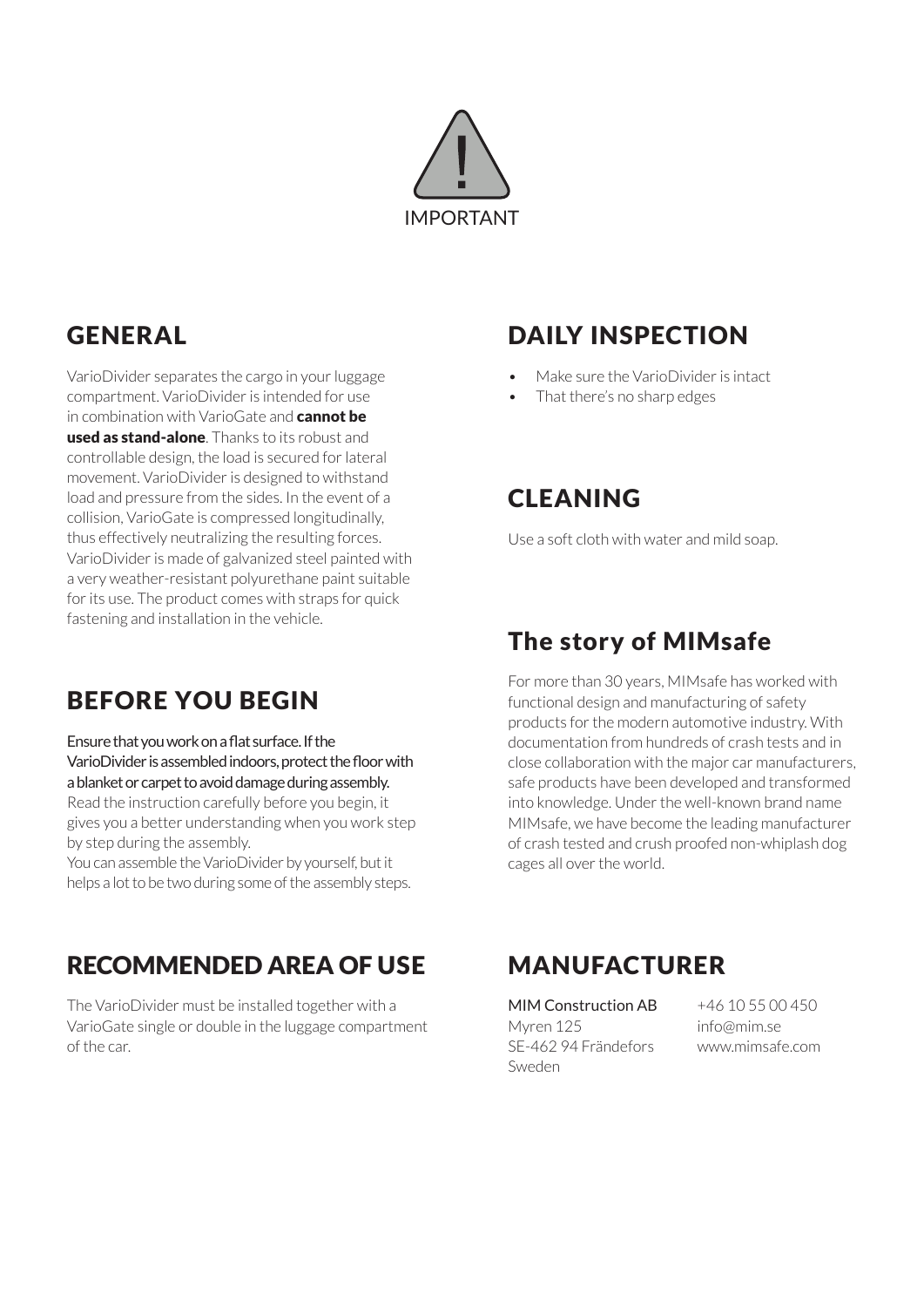IMPORTANT

## GENERAL

VarioDivider separates the cargo in your luggage compartment. VarioDivider is intended for use in combination with VarioGate and **cannot be used as stand-alone**. Thanks to its robust and controllable design, the load is secured for lateral movement. VarioDivider is designed to withstand load and pressure from the sides. In the event of a collision, VarioGate is compressed longitudinally, thus effectively neutralizing the resulting forces. VarioDivider is made of galvanized steel painted with a very weather-resistant polyurethane paint suitable for its use. The product comes with straps for quick fastening and installation in the vehicle.

## BEFORE YOU BEGIN

Ensure that you work on a flat surface. If the VarioDivider is assembled indoors, protect the floor with a blanket or carpet to avoid damage during assembly.
Read the instruction carefully before you begin, it gives you a better understanding when you work step by step during the assembly.
You can assemble the VarioDivider by yourself, but it helps a lot to be two during some of the assembly steps.

## RECOMMENDED AREA OF USE

The VarioDivider must be installed together with a VarioGate single or double in the luggage compartment of the car.

## DAILY INSPECTION

- Make sure the VarioDivider is intact
- That there's no sharp edges

## CLEANING

Use a soft cloth with water and mild soap.

## The story of MIMsafe

For more than 30 years, MIMsafe has worked with functional design and manufacturing of safety products for the modern automotive industry. With documentation from hundreds of crash tests and in close collaboration with the major car manufacturers, safe products have been developed and transformed into knowledge. Under the well-known brand name MIMsafe, we have become the leading manufacturer of crash tested and crush proofed non-whiplash dog cages all over the world.

## MANUFACTURER

MIM Construction AB
Myren 125
SE-462 94 Frändefors
Sweden

+46 10 55 00 450
info@mim.se
www.mimsafe.com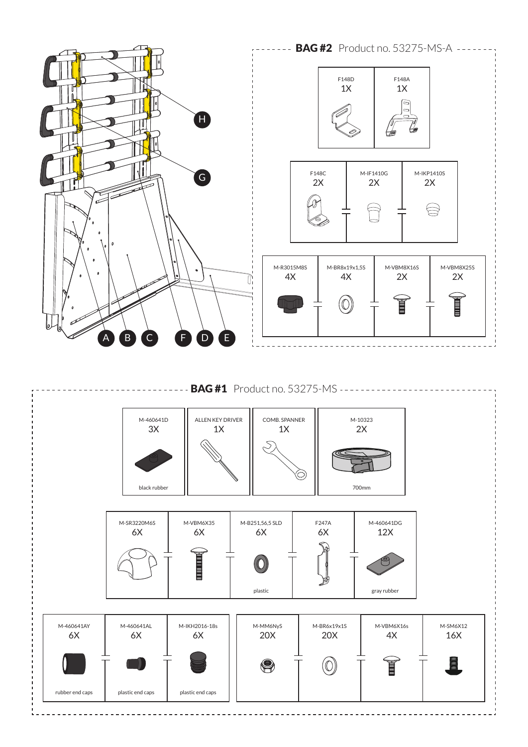A B C F D E

G

H

## BAG #2 Product no. 53275-MS-A

| F148D | F148A |
|---|---|
| 1X | 1X |

| F148C | M-IF1410G | M-IKP1410S |
|---|---|---|
| 2X | 2X | 2X |

| M-R3015M8S | M-BR8x19x1,5S | M-VBM8X16S | M-VBM8X25S |
|---|---|---|---|
| 4X | 4X | 2X | 2X |

## BAG #1 Product no. 53275-MS

| M-460641D | ALLEN KEY DRIVER | COMB. SPANNER | M-10323 |
|---|---|---|---|
| 3X | 1X | 1X | 2X |
| black rubber | | | 700mm |

| M-SR3220M6S | M-VBM6X35 | M-B251,56,5 SLD | F247A | M-460641DG |
|---|---|---|---|---|
| 6X | 6X | 6X | 6X | 12X |
| | | plastic | | gray rubber |

| M-460641AY | M-460641AL | M-IKH2016-18s |
|---|---|---|
| 6X | 6X | 6X |
| rubber end caps | plastic end caps | plastic end caps |

| M-MM6NyS | M-BR6x19x1S | M-VBM6X16s | M-SM6X12 |
|---|---|---|---|
| 20X | 20X | 4X | 16X |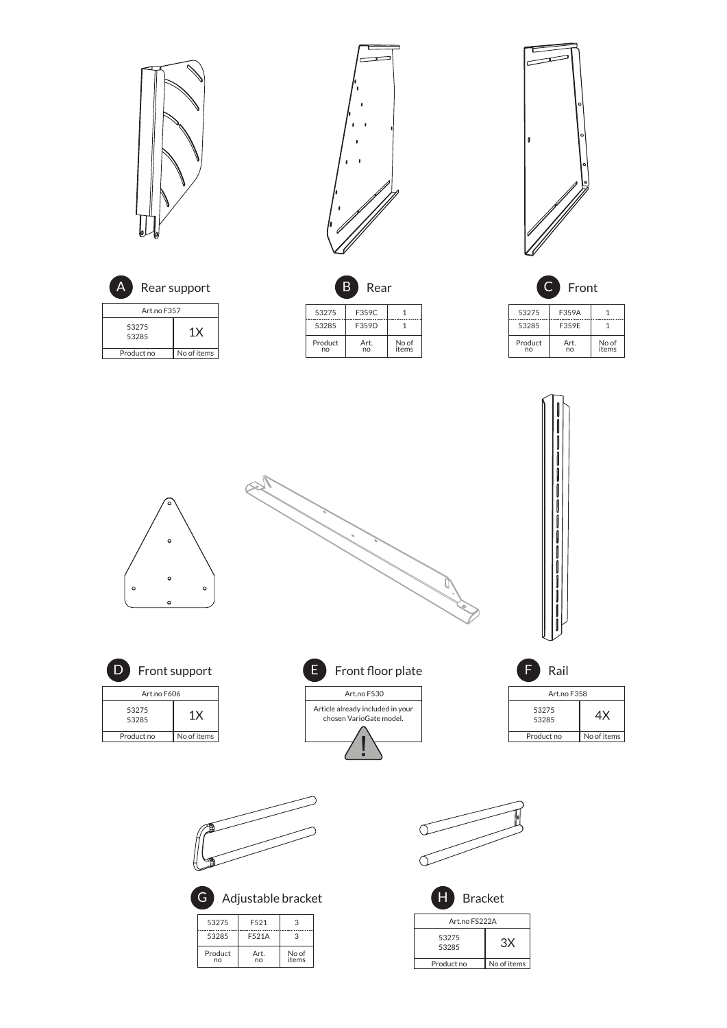## A Rear support

| Art.no F357 | |
|---|---|
| 53275<br>53285 | 1X |
| Product no | No of items |

## B Rear

| | | |
|---|---|---|
| 53275 | F359C | 1 |
| 53285 | F359D | 1 |
| Product no | Art. no | No of items |

## C Front

| | | |
|---|---|---|
| 53275 | F359A | 1 |
| 53285 | F359E | 1 |
| Product no | Art. no | No of items |

## D Front support

| Art.no F606 | |
|---|---|
| 53275<br>53285 | 1X |
| Product no | No of items |

## E Front floor plate

| Art.no F530 |
|---|
| Article already included in your chosen VarioGate model. |

!

## F Rail

| Art.no F358 | |
|---|---|
| 53275<br>53285 | 4X |
| Product no | No of items |

## G Adjustable bracket

| | | |
|---|---|---|
| 53275 | F521 | 3 |
| 53285 | F521A | 3 |
| Product no | Art. no | No of items |

## H Bracket

| Art.no FS222A | |
|---|---|
| 53275<br>53285 | 3X |
| Product no | No of items |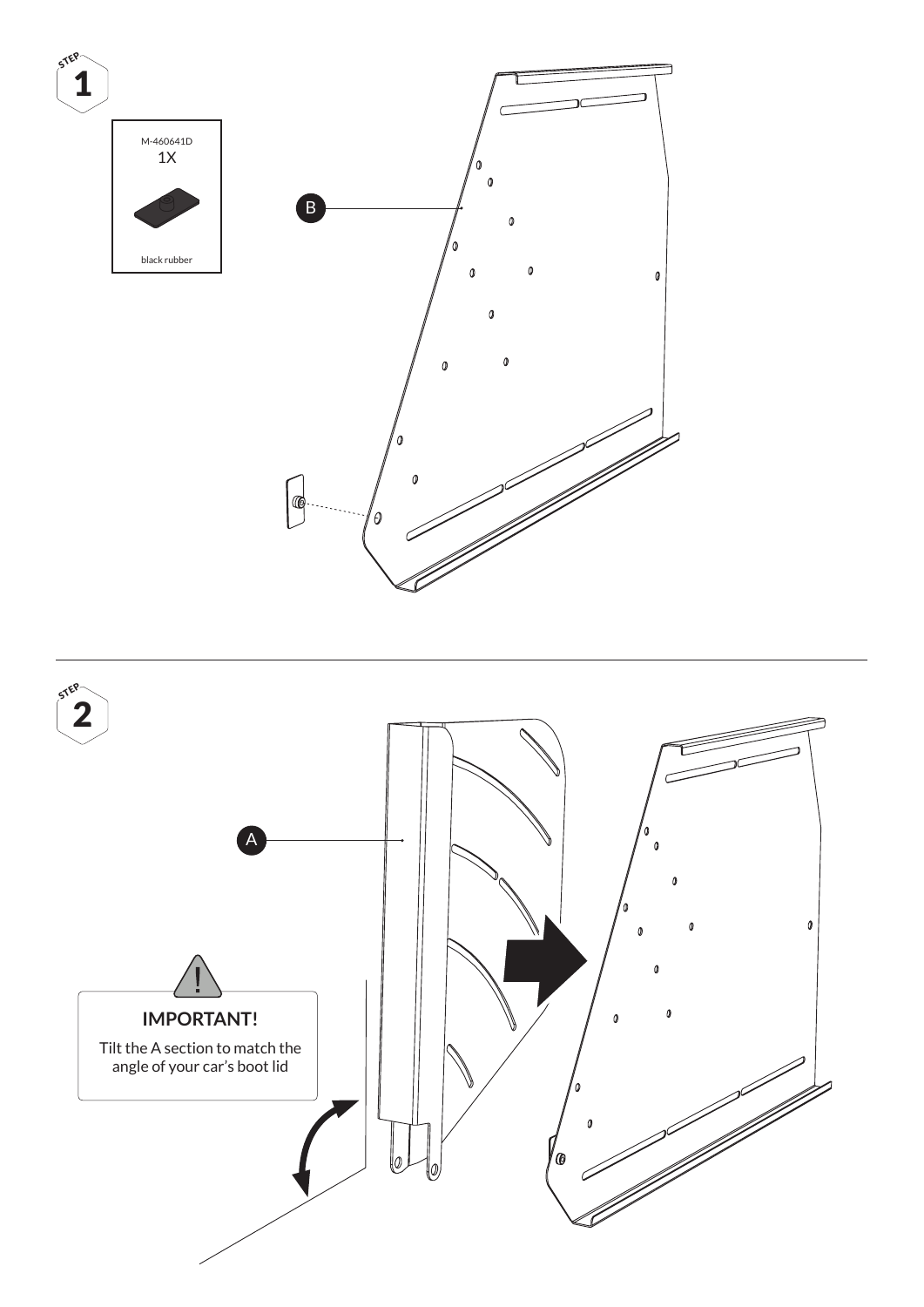STEP 1

M-460641D
1X

black rubber

B

STEP 2

A

**IMPORTANT!**

Tilt the A section to match the angle of your car's boot lid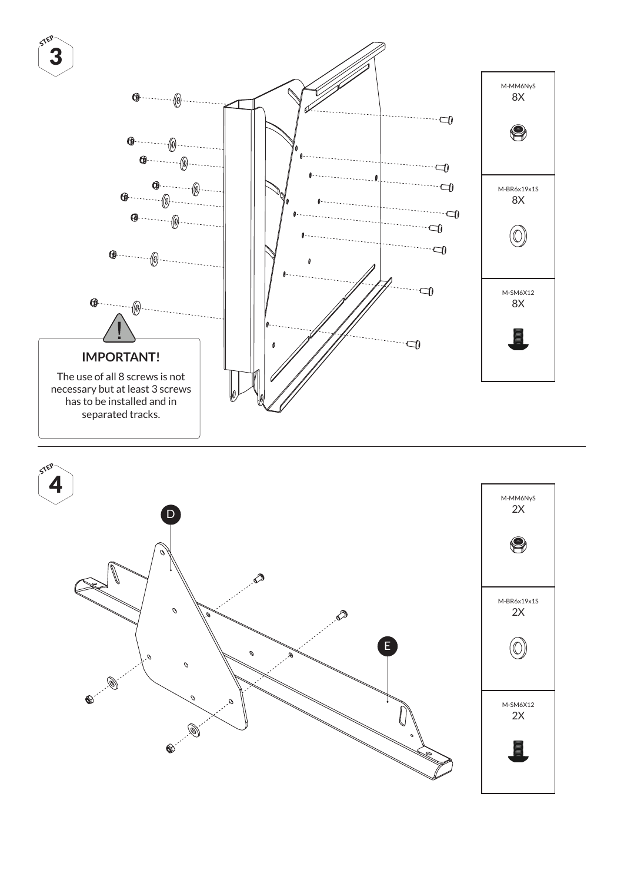## STEP 3

| M-MM6NyS |
| --- |
| 8X |

| M-BR6x19x1S |
| --- |
| 8X |

| M-SM6X12 |
| --- |
| 8X |

**IMPORTANT!**

The use of all 8 screws is not necessary but at least 3 screws has to be installed and in separated tracks.

## STEP 4

D

E

| M-MM6NyS |
| --- |
| 2X |

| M-BR6x19x1S |
| --- |
| 2X |

| M-SM6X12 |
| --- |
| 2X |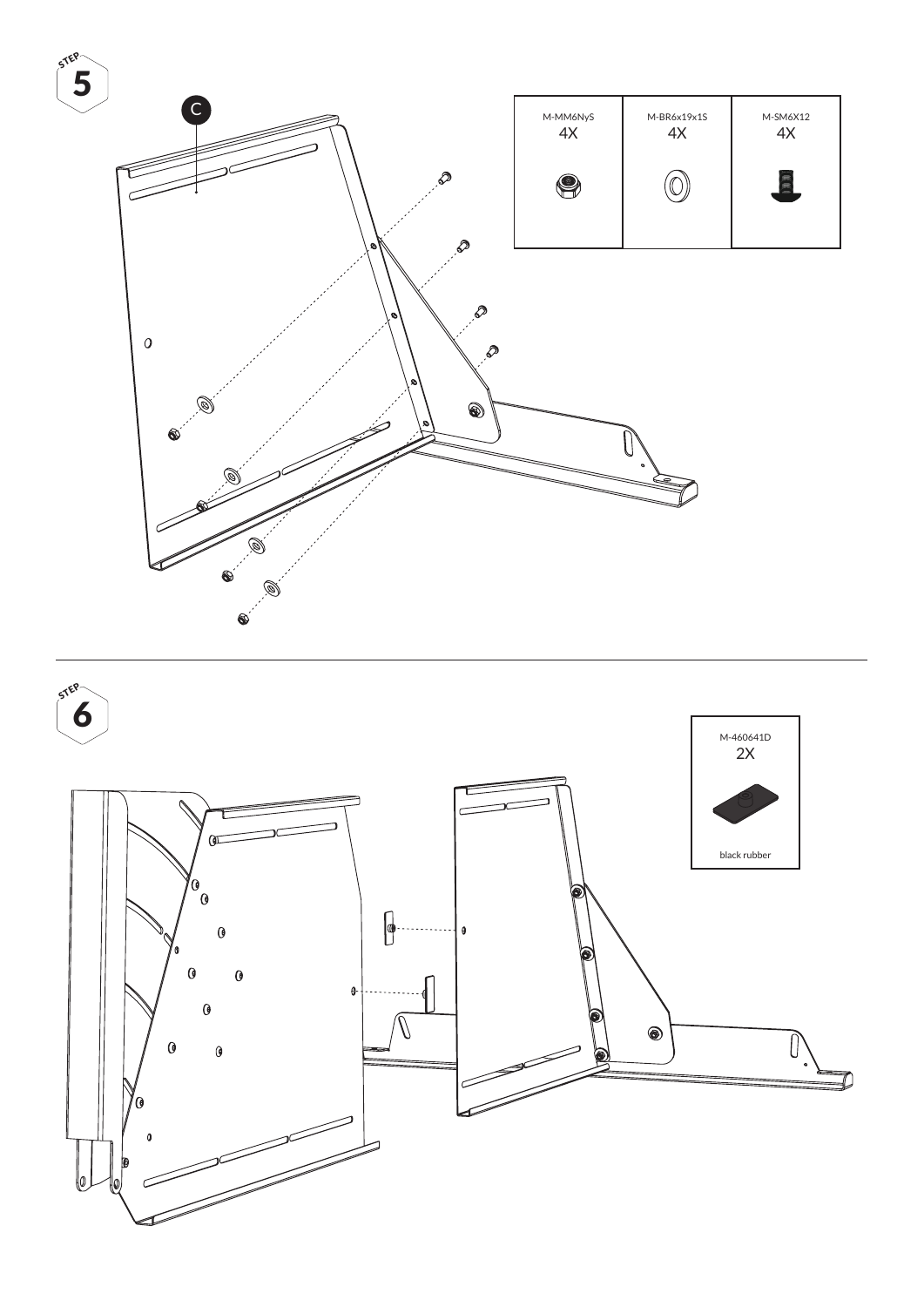STEP 5

C

| M-MM6NyS | M-BR6x19x1S | M-SM6X12 |
| --- | --- | --- |
| 4X | 4X | 4X |

STEP 6

| M-460641D |
| --- |
| 2X |
| black rubber |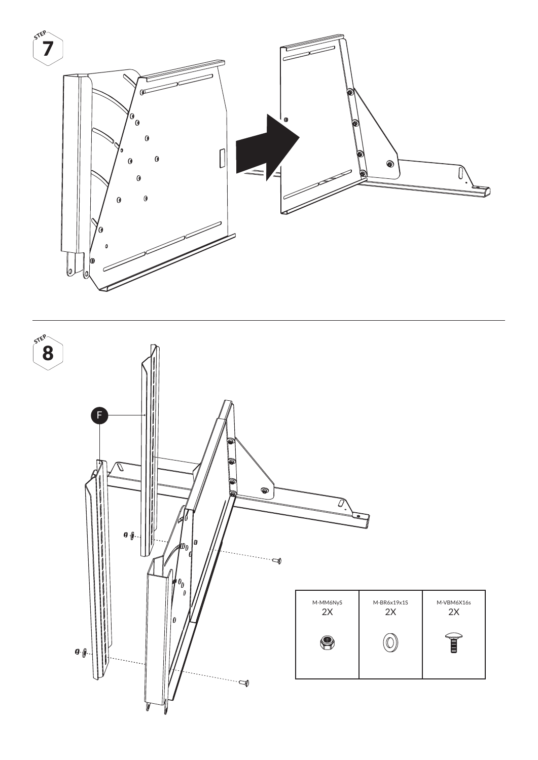STEP 7

STEP 8

F

| M-MM6NyS | M-BR6x19x1S | M-VBM6X16s |
| --- | --- | --- |
| 2X | 2X | 2X |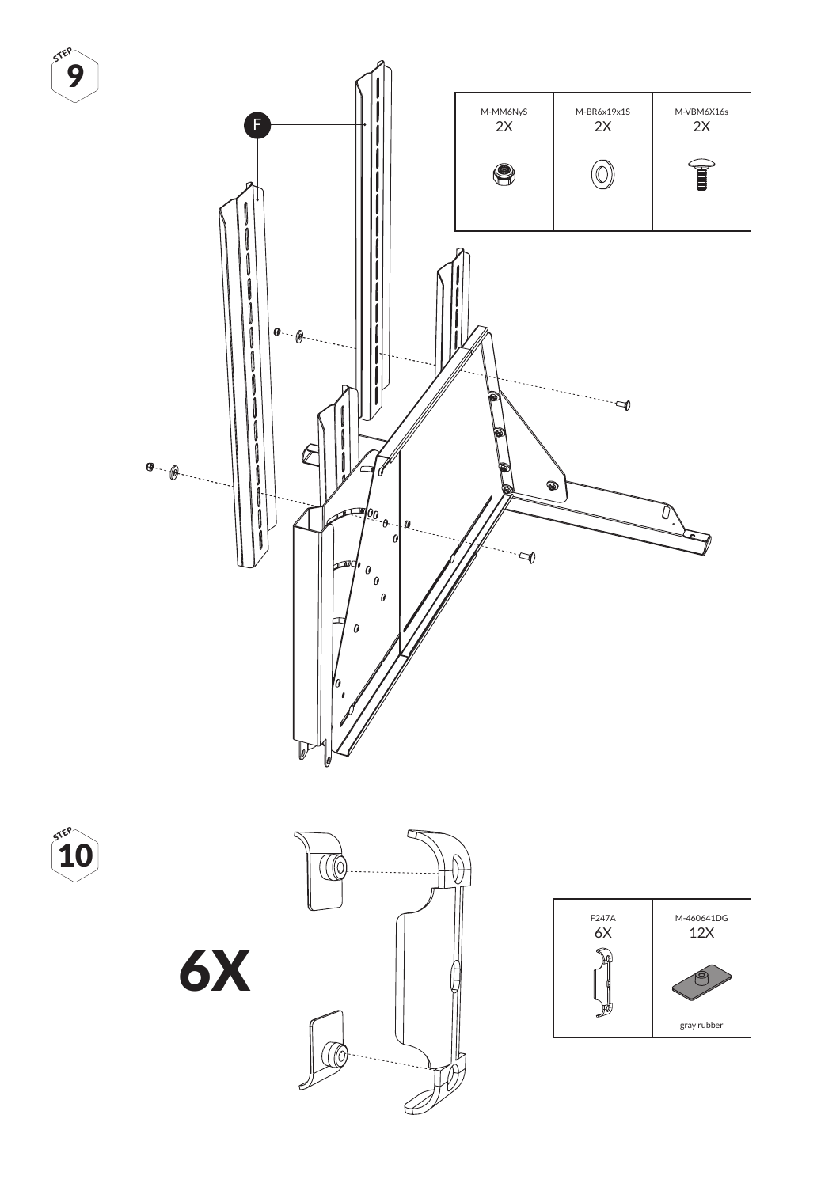STEP 9

F

| M-MM6NyS | M-BR6x19x1S | M-VBM6X16s |
|---|---|---|
| 2X | 2X | 2X |

STEP 10

6X

| F247A | M-460641DG |
|---|---|
| 6X | 12X |
| | gray rubber |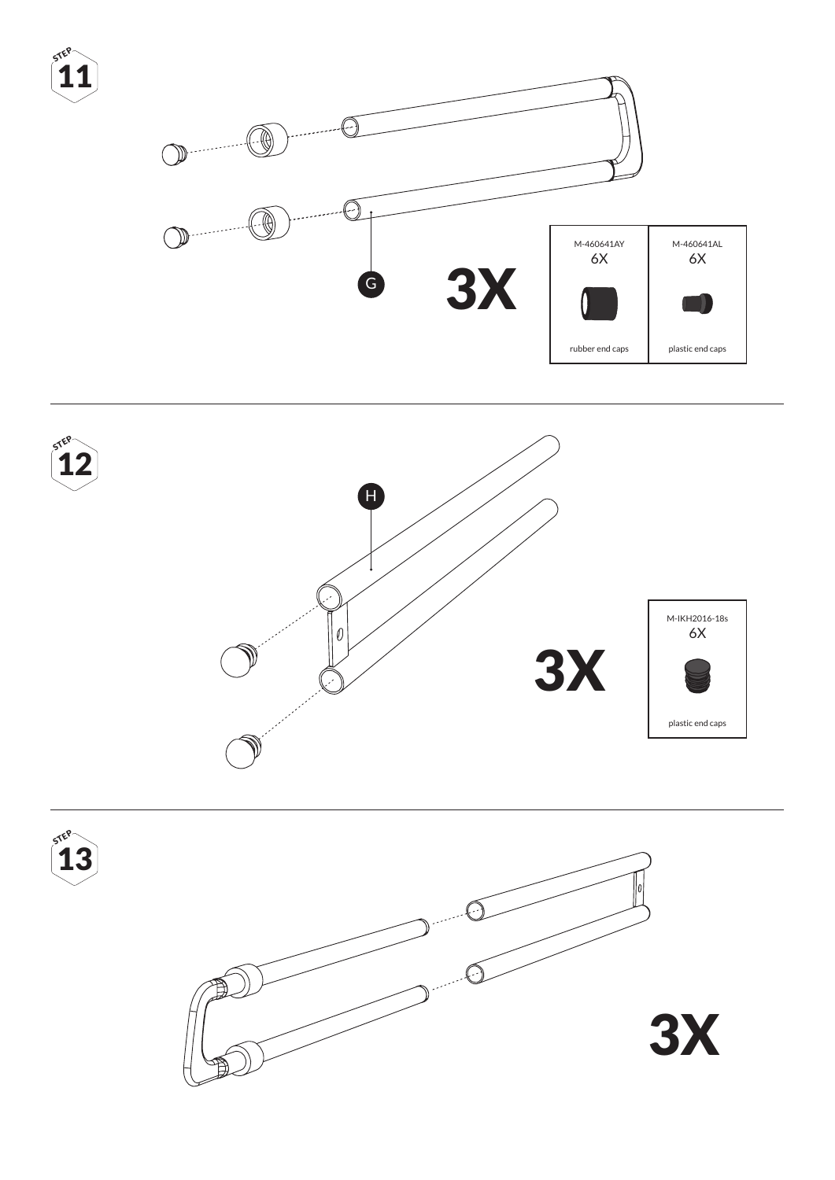## STEP 11

G

3X

| M-460641AY | M-460641AL |
| --- | --- |
| 6X | 6X |
| rubber end caps | plastic end caps |

## STEP 12

H

3X

| M-IKH2016-18s |
| --- |
| 6X |
| plastic end caps |

## STEP 13

3X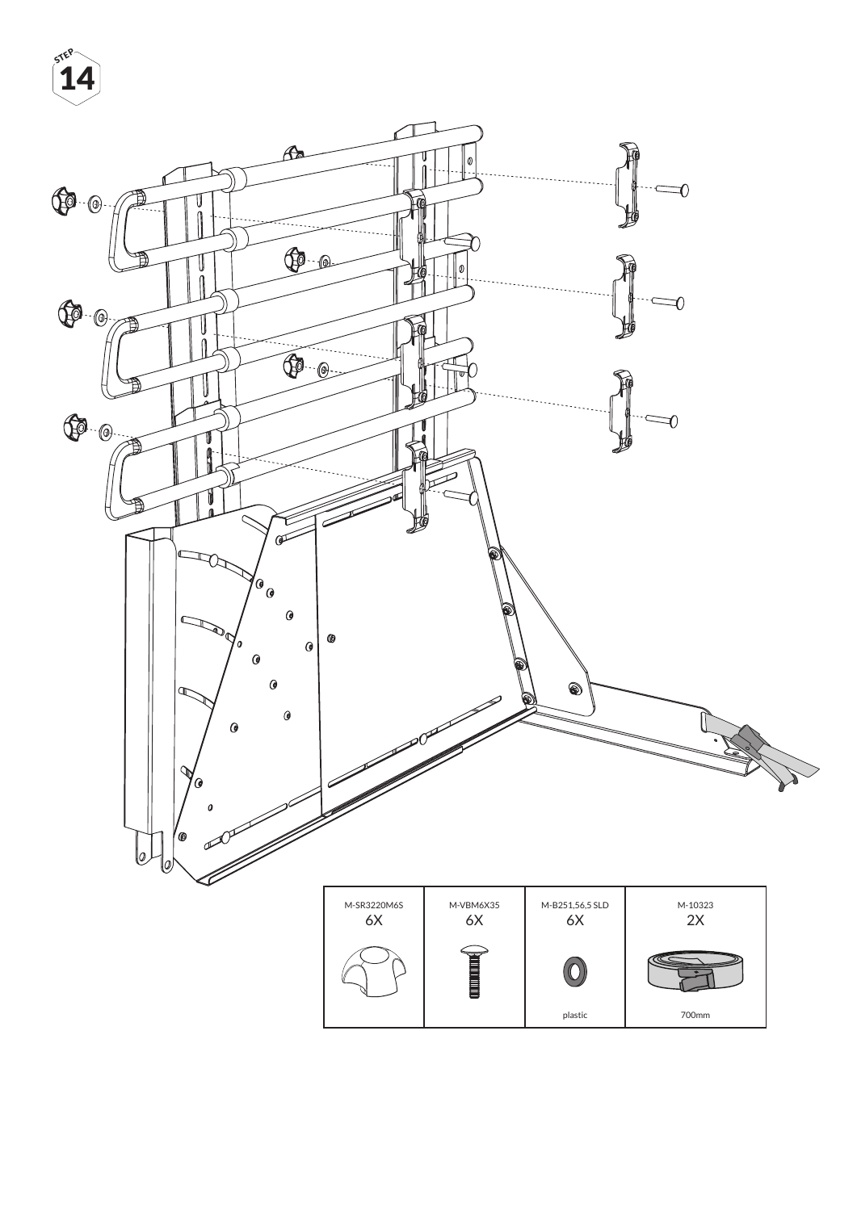STEP 14

| M-SR3220M6S | M-VBM6X35 | M-B251,56,5 SLD | M-10323 |
| --- | --- | --- | --- |
| 6X | 6X | 6X | 2X |
| | | plastic | 700mm |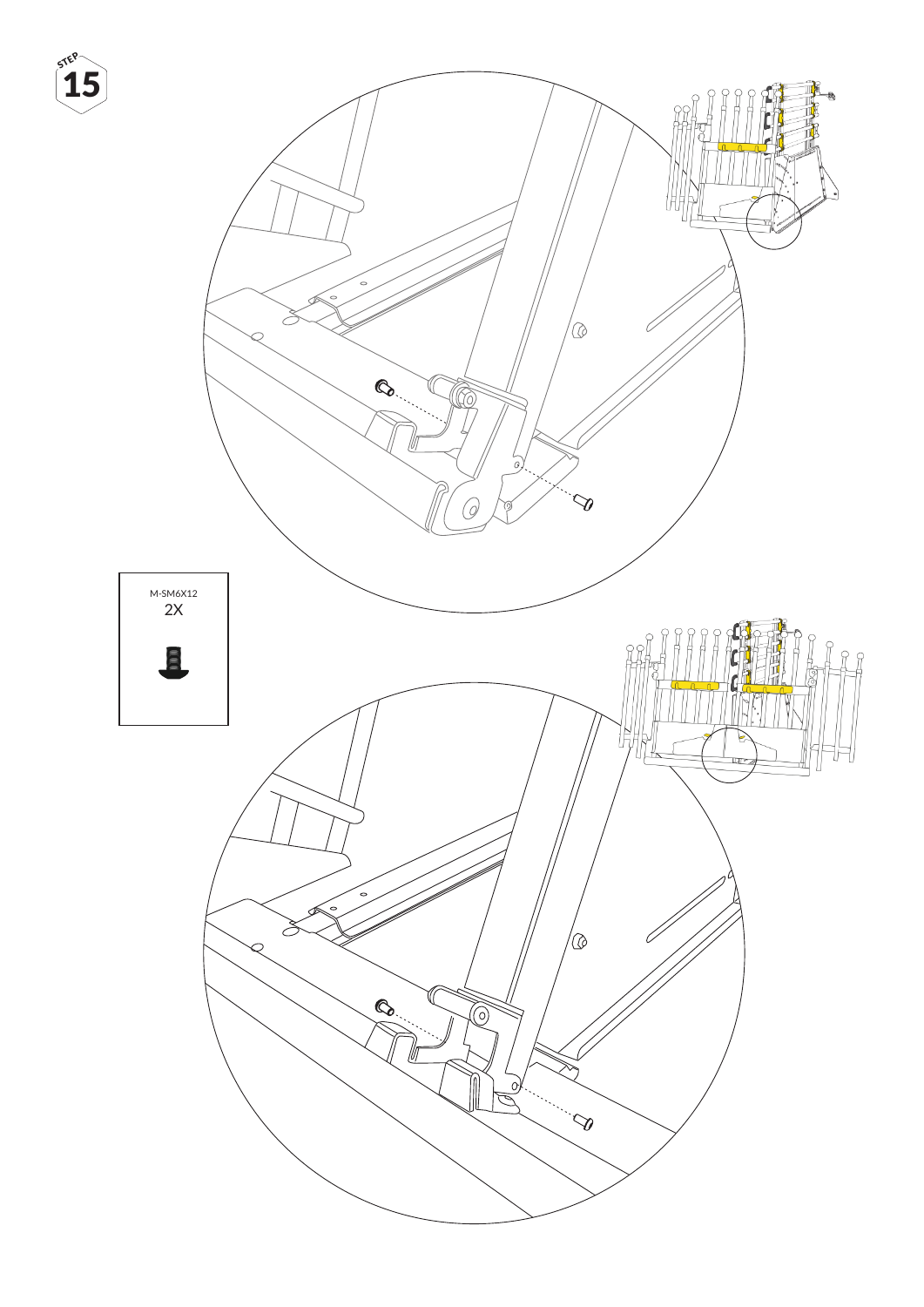STEP 15

M-SM6X12
2X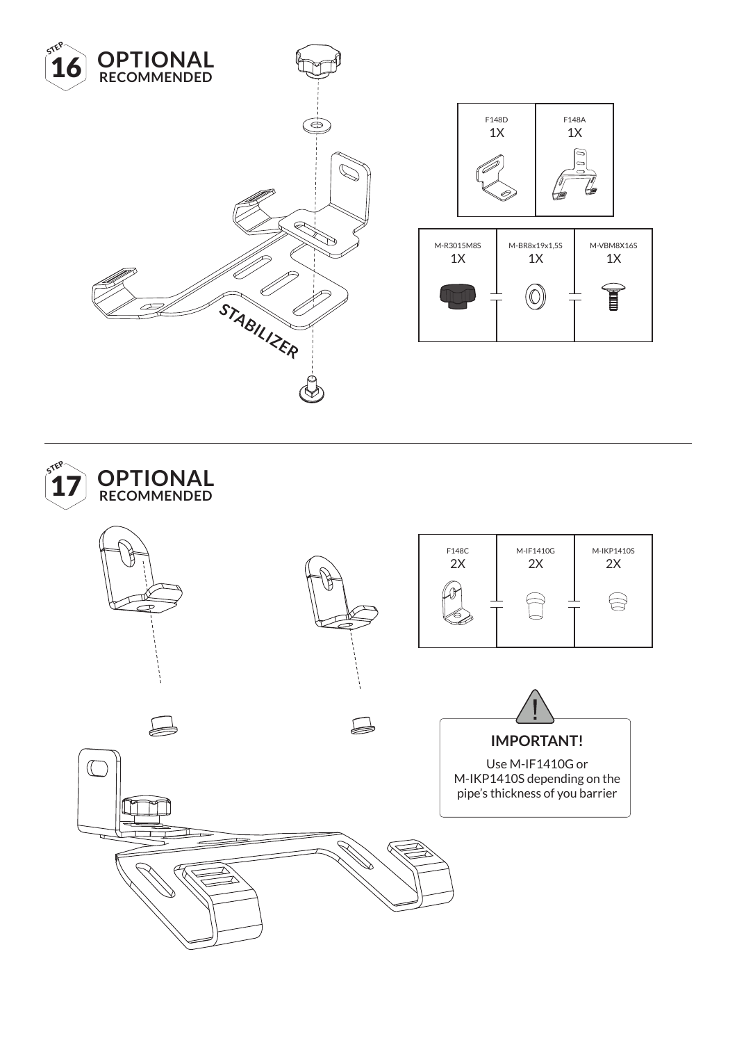## STEP 16 OPTIONAL
**RECOMMENDED**

STABILIZER

| F148D | F148A |
|---|---|
| 1X | 1X |

| M-R3015M8S | M-BR8x19x1,5S | M-VBM8X16S |
|---|---|---|
| 1X | 1X | 1X |

## STEP 17 OPTIONAL
**RECOMMENDED**

| F148C | M-IF1410G | M-IKP1410S |
|---|---|---|
| 2X | 2X | 2X |

**IMPORTANT!**

Use M-IF1410G or M-IKP1410S depending on the pipe's thickness of you barrier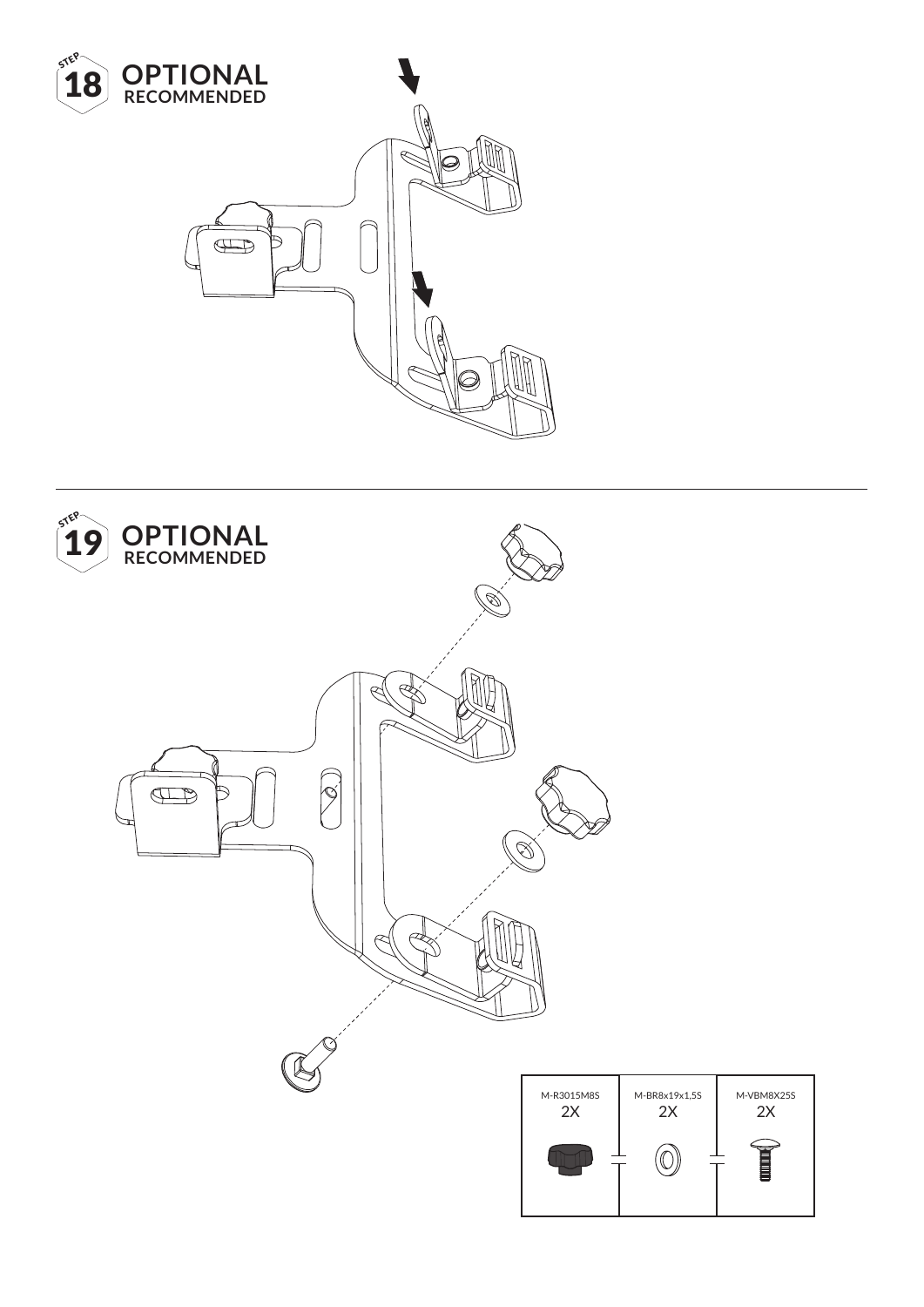## STEP 18 OPTIONAL

**RECOMMENDED**

## STEP 19 OPTIONAL

**RECOMMENDED**

| M-R3015M8S | M-BR8x19x1,5S | M-VBM8X25S |
|---|---|---|
| 2X | 2X | 2X |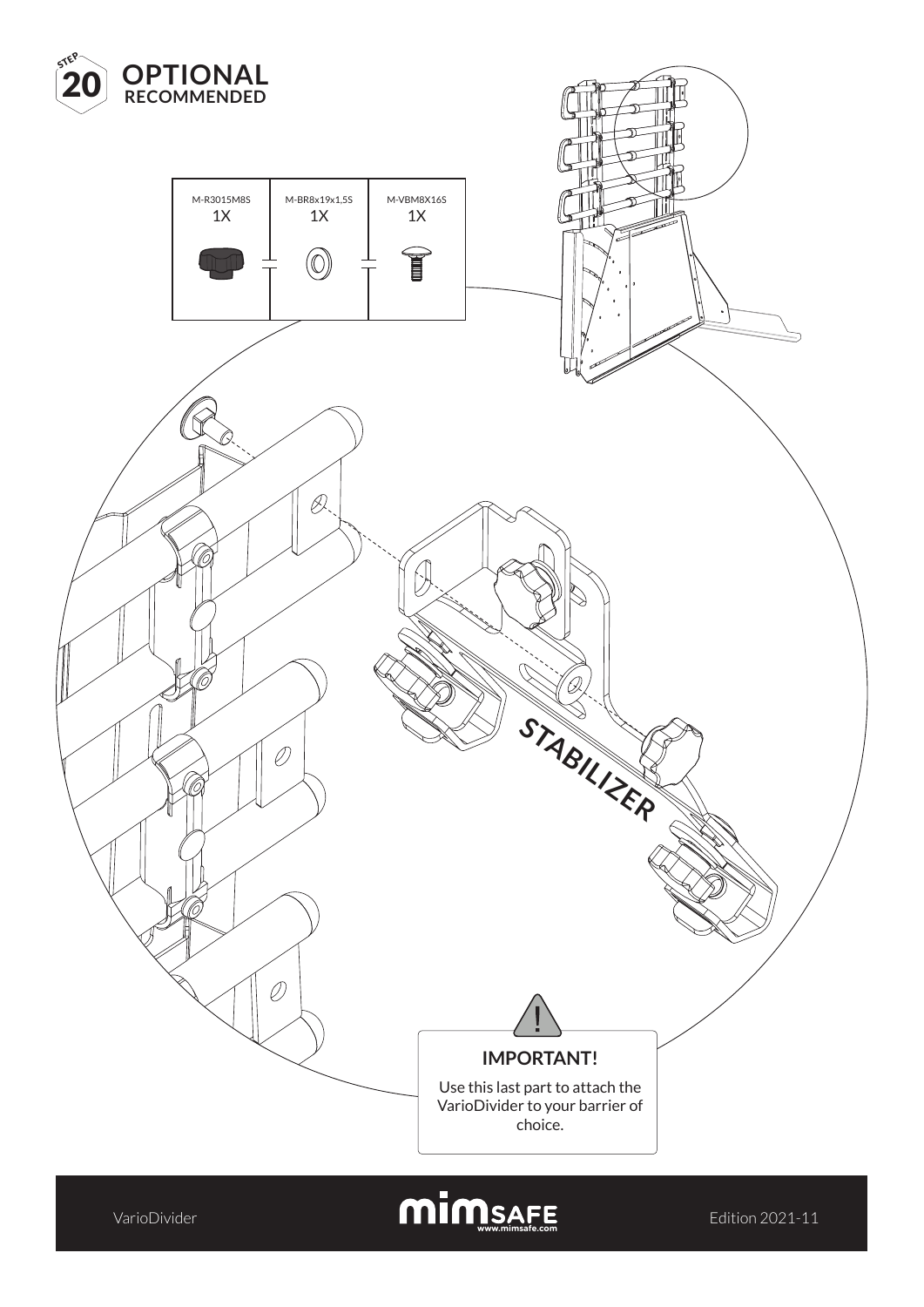STEP 20

## OPTIONAL
**RECOMMENDED**

| M-R3015M8S | M-BR8x19x1,5S | M-VBM8X16S |
|---|---|---|
| 1X | 1X | 1X |

STABILIZER

**IMPORTANT!**

Use this last part to attach the VarioDivider to your barrier of choice.